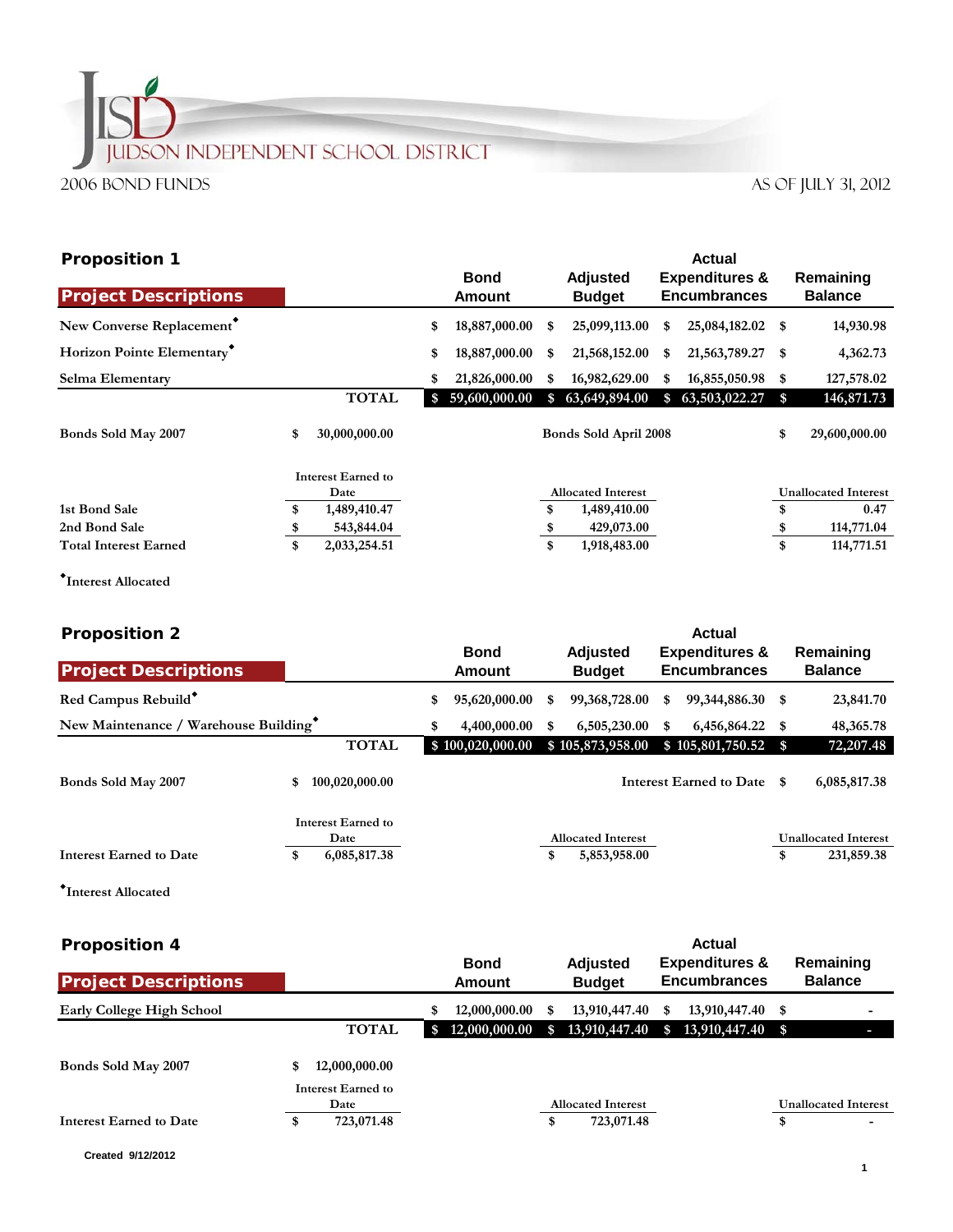# JUDSON INDEPENDENT SCHOOL DISTRICT

2006 BOND FUNDS

AS OF JULY 31, 2012

## Proposition 1

| Project Descriptions | | Bond Amount | Adjusted Budget | Actual Expenditures & Encumbrances | Remaining Balance |
|---|---|---|---|---|---|
| New Converse Replacement◆ | | $ 18,887,000.00 | $ 25,099,113.00 | $ 25,084,182.02 | $ 14,930.98 |
| Horizon Pointe Elementary◆ | | $ 18,887,000.00 | $ 21,568,152.00 | $ 21,563,789.27 | $ 4,362.73 |
| Selma Elementary | | $ 21,826,000.00 | $ 16,982,629.00 | $ 16,855,050.98 | $ 127,578.02 |
| | **TOTAL** | $ 59,600,000.00 | $ 63,649,894.00 | $ 63,503,022.27 | $ 146,871.73 |

| | | | |
|---|---|---|---|
| **Bonds Sold May 2007** | $ 30,000,000.00 | **Bonds Sold April 2008** | $ 29,600,000.00 |

| | Interest Earned to Date | Allocated Interest | Unallocated Interest |
|---|---|---|---|
| 1st Bond Sale | $ 1,489,410.47 | $ 1,489,410.00 | $ 0.47 |
| 2nd Bond Sale | $ 543,844.04 | $ 429,073.00 | $ 114,771.04 |
| Total Interest Earned | $ 2,033,254.51 | $ 1,918,483.00 | $ 114,771.51 |

◆Interest Allocated

## Proposition 2

| Project Descriptions | | Bond Amount | Adjusted Budget | Actual Expenditures & Encumbrances | Remaining Balance |
|---|---|---|---|---|---|
| Red Campus Rebuild◆ | | $ 95,620,000.00 | $ 99,368,728.00 | $ 99,344,886.30 | $ 23,841.70 |
| New Maintenance / Warehouse Building◆ | | $ 4,400,000.00 | $ 6,505,230.00 | $ 6,456,864.22 | $ 48,365.78 |
| | **TOTAL** | $ 100,020,000.00 | $ 105,873,958.00 | $ 105,801,750.52 | $ 72,207.48 |

| | | | |
|---|---|---|---|
| **Bonds Sold May 2007** | $ 100,020,000.00 | **Interest Earned to Date** | $ 6,085,817.38 |

| | Interest Earned to Date | Allocated Interest | Unallocated Interest |
|---|---|---|---|
| Interest Earned to Date | $ 6,085,817.38 | $ 5,853,958.00 | $ 231,859.38 |

◆Interest Allocated

## Proposition 4

| Project Descriptions | | Bond Amount | Adjusted Budget | Actual Expenditures & Encumbrances | Remaining Balance |
|---|---|---|---|---|---|
| Early College High School | | $ 12,000,000.00 | $ 13,910,447.40 | $ 13,910,447.40 | $ - |
| | **TOTAL** | $ 12,000,000.00 | $ 13,910,447.40 | $ 13,910,447.40 | $ - |

| | | | |
|---|---|---|---|
| **Bonds Sold May 2007** | $ 12,000,000.00 | | |

| | Interest Earned to Date | Allocated Interest | Unallocated Interest |
|---|---|---|---|
| Interest Earned to Date | $ 723,071.48 | $ 723,071.48 | $ - |

Created 9/12/2012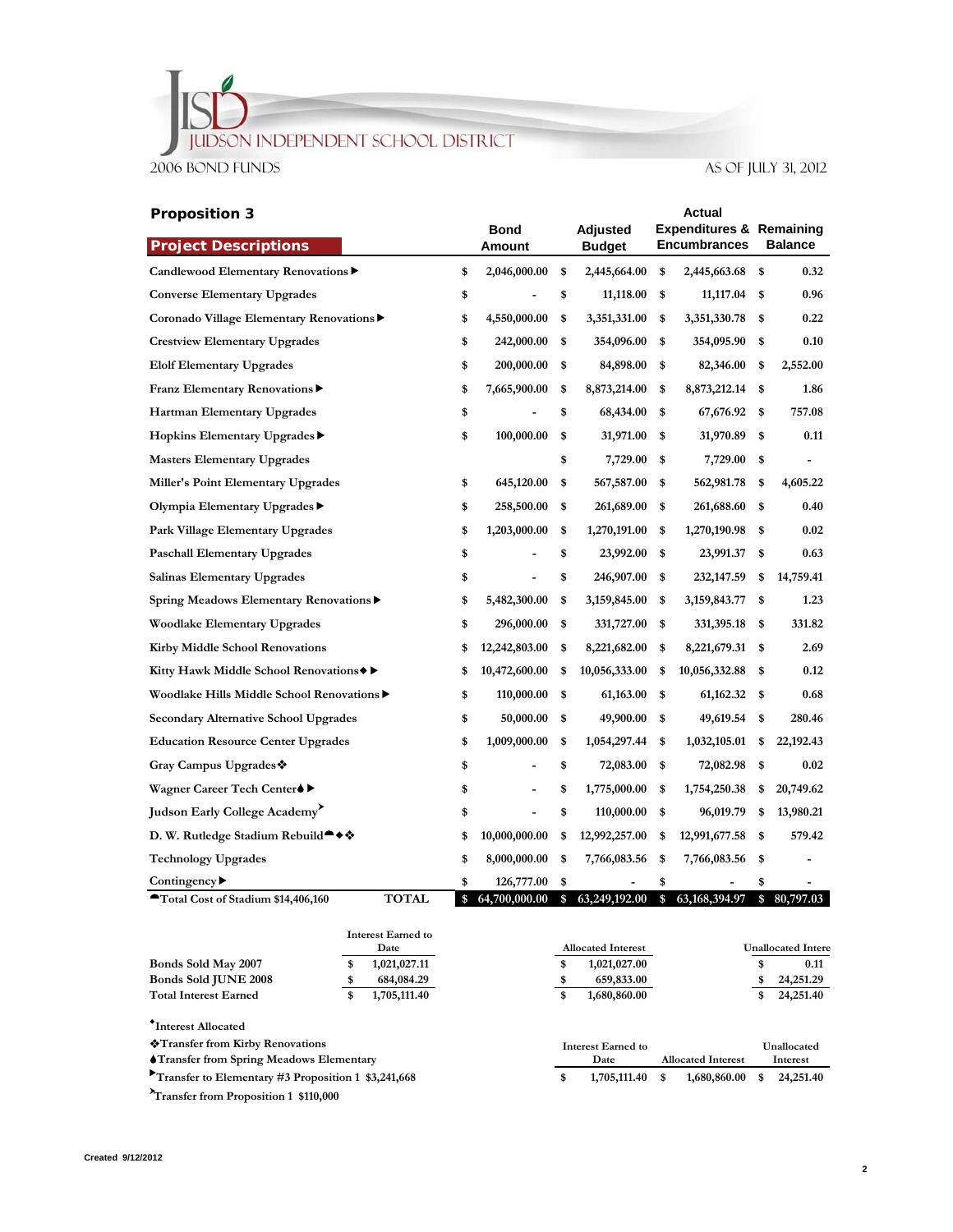# Judson Independent School District

2006 BOND FUNDS

AS OF JULY 31, 2012

## Proposition 3

| Project Descriptions | Bond Amount | Adjusted Budget | Actual Expenditures & Encumbrances | Remaining Balance |
|---|---|---|---|---|
| Candlewood Elementary Renovations ▶ | $ 2,046,000.00 | $ 2,445,664.00 | $ 2,445,663.68 | $ 0.32 |
| Converse Elementary Upgrades | $ - | $ 11,118.00 | $ 11,117.04 | $ 0.96 |
| Coronado Village Elementary Renovations ▶ | $ 4,550,000.00 | $ 3,351,331.00 | $ 3,351,330.78 | $ 0.22 |
| Crestview Elementary Upgrades | $ 242,000.00 | $ 354,096.00 | $ 354,095.90 | $ 0.10 |
| Elolf Elementary Upgrades | $ 200,000.00 | $ 84,898.00 | $ 82,346.00 | $ 2,552.00 |
| Franz Elementary Renovations ▶ | $ 7,665,900.00 | $ 8,873,214.00 | $ 8,873,212.14 | $ 1.86 |
| Hartman Elementary Upgrades | $ - | $ 68,434.00 | $ 67,676.92 | $ 757.08 |
| Hopkins Elementary Upgrades ▶ | $ 100,000.00 | $ 31,971.00 | $ 31,970.89 | $ 0.11 |
| Masters Elementary Upgrades | | $ 7,729.00 | $ 7,729.00 | $ - |
| Miller's Point Elementary Upgrades | $ 645,120.00 | $ 567,587.00 | $ 562,981.78 | $ 4,605.22 |
| Olympia Elementary Upgrades ▶ | $ 258,500.00 | $ 261,689.00 | $ 261,688.60 | $ 0.40 |
| Park Village Elementary Upgrades | $ 1,203,000.00 | $ 1,270,191.00 | $ 1,270,190.98 | $ 0.02 |
| Paschall Elementary Upgrades | $ - | $ 23,992.00 | $ 23,991.37 | $ 0.63 |
| Salinas Elementary Upgrades | $ - | $ 246,907.00 | $ 232,147.59 | $ 14,759.41 |
| Spring Meadows Elementary Renovations ▶ | $ 5,482,300.00 | $ 3,159,845.00 | $ 3,159,843.77 | $ 1.23 |
| Woodlake Elementary Upgrades | $ 296,000.00 | $ 331,727.00 | $ 331,395.18 | $ 331.82 |
| Kirby Middle School Renovations | $ 12,242,803.00 | $ 8,221,682.00 | $ 8,221,679.31 | $ 2.69 |
| Kitty Hawk Middle School Renovations◆ ▶ | $ 10,472,600.00 | $ 10,056,333.00 | $ 10,056,332.88 | $ 0.12 |
| Woodlake Hills Middle School Renovations ▶ | $ 110,000.00 | $ 61,163.00 | $ 61,162.32 | $ 0.68 |
| Secondary Alternative School Upgrades | $ 50,000.00 | $ 49,900.00 | $ 49,619.54 | $ 280.46 |
| Education Resource Center Upgrades | $ 1,009,000.00 | $ 1,054,297.44 | $ 1,032,105.01 | $ 22,192.43 |
| Gray Campus Upgrades❖ | $ - | $ 72,083.00 | $ 72,082.98 | $ 0.02 |
| Wagner Career Tech Center♠ ▶ | $ - | $ 1,775,000.00 | $ 1,754,250.38 | $ 20,749.62 |
| Judson Early College Academy➤ | $ - | $ 110,000.00 | $ 96,019.79 | $ 13,980.21 |
| D. W. Rutledge Stadium Rebuild☁◆❖ | $ 10,000,000.00 | $ 12,992,257.00 | $ 12,991,677.58 | $ 579.42 |
| Technology Upgrades | $ 8,000,000.00 | $ 7,766,083.56 | $ 7,766,083.56 | $ - |
| Contingency ▶ | $ 126,777.00 | $ - | $ - | $ - |
| ☁Total Cost of Stadium $14,406,160 — TOTAL | $ 64,700,000.00 | $ 63,249,192.00 | $ 63,168,394.97 | $ 80,797.03 |

| | Interest Earned to Date | Allocated Interest | Unallocated Interest |
|---|---|---|---|
| Bonds Sold May 2007 | $ 1,021,027.11 | $ 1,021,027.00 | $ 0.11 |
| Bonds Sold JUNE 2008 | $ 684,084.29 | $ 659,833.00 | $ 24,251.29 |
| Total Interest Earned | $ 1,705,111.40 | $ 1,680,860.00 | $ 24,251.40 |

◆Interest Allocated

❖Transfer from Kirby Renovations

♠Transfer from Spring Meadows Elementary

▶Transfer to Elementary #3 Proposition 1 $3,241,668

➤Transfer from Proposition 1 $110,000

| Interest Earned to Date | Allocated Interest | Unallocated Interest |
|---|---|---|
| $ 1,705,111.40 | $ 1,680,860.00 | $ 24,251.40 |

Created 9/12/2012